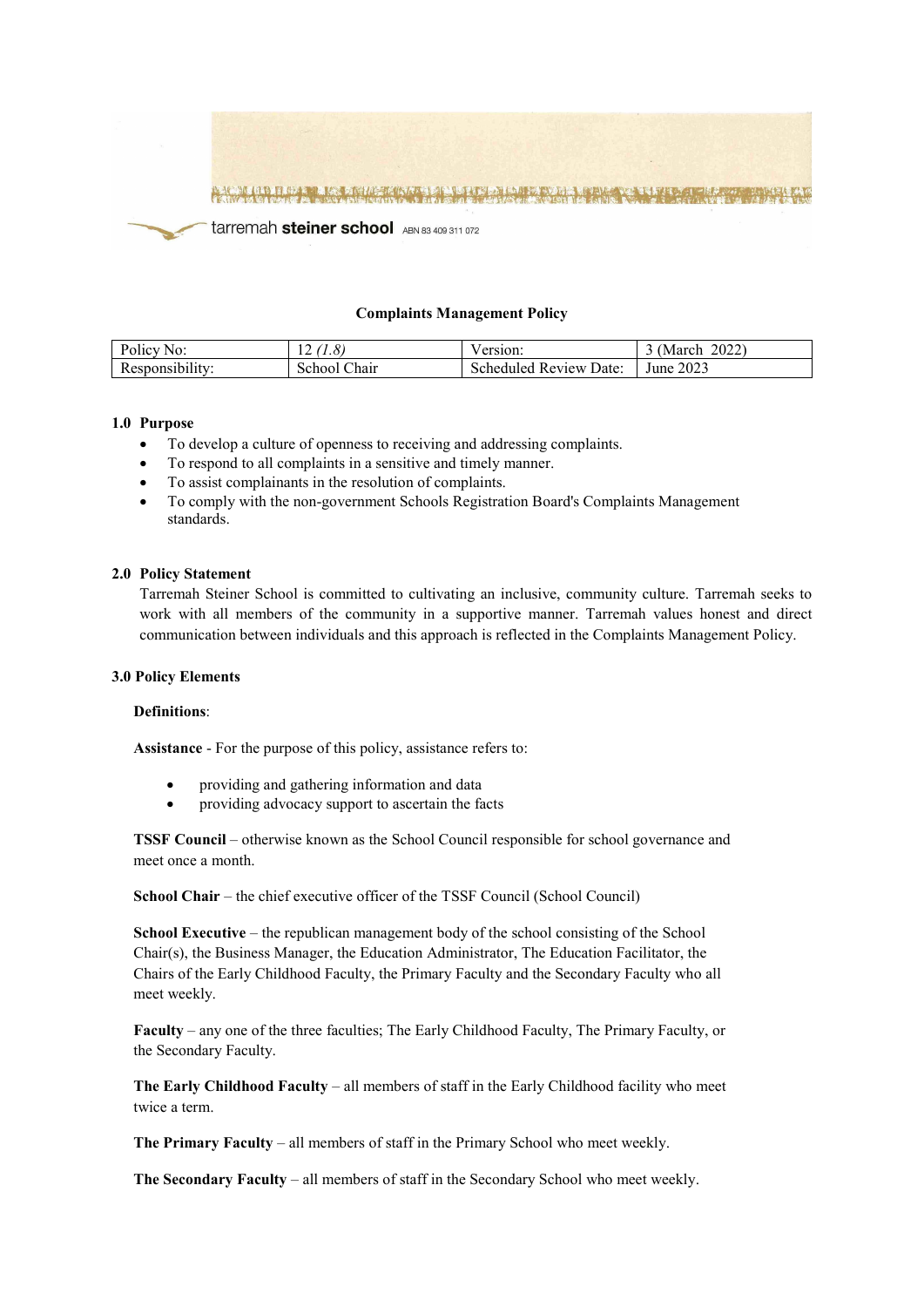tarremah **steiner school** ABN 83 409 311 072

**Complaints Management Policy**

| Policy No: | 12 *(1.8)* | Version: | 3 (March 2022) |
|---|---|---|---|
| Responsibility: | School Chair | Scheduled Review Date: | June 2023 |

## 1.0 Purpose

- To develop a culture of openness to receiving and addressing complaints.
- To respond to all complaints in a sensitive and timely manner.
- To assist complainants in the resolution of complaints.
- To comply with the non-government Schools Registration Board's Complaints Management standards.

## 2.0 Policy Statement

Tarremah Steiner School is committed to cultivating an inclusive, community culture. Tarremah seeks to work with all members of the community in a supportive manner. Tarremah values honest and direct communication between individuals and this approach is reflected in the Complaints Management Policy.

## 3.0 Policy Elements

**Definitions**:

**Assistance** - For the purpose of this policy, assistance refers to:

- providing and gathering information and data
- providing advocacy support to ascertain the facts

**TSSF Council** – otherwise known as the School Council responsible for school governance and meet once a month.

**School Chair** – the chief executive officer of the TSSF Council (School Council)

**School Executive** – the republican management body of the school consisting of the School Chair(s), the Business Manager, the Education Administrator, The Education Facilitator, the Chairs of the Early Childhood Faculty, the Primary Faculty and the Secondary Faculty who all meet weekly.

**Faculty** – any one of the three faculties; The Early Childhood Faculty, The Primary Faculty, or the Secondary Faculty.

**The Early Childhood Faculty** – all members of staff in the Early Childhood facility who meet twice a term.

**The Primary Faculty** – all members of staff in the Primary School who meet weekly.

**The Secondary Faculty** – all members of staff in the Secondary School who meet weekly.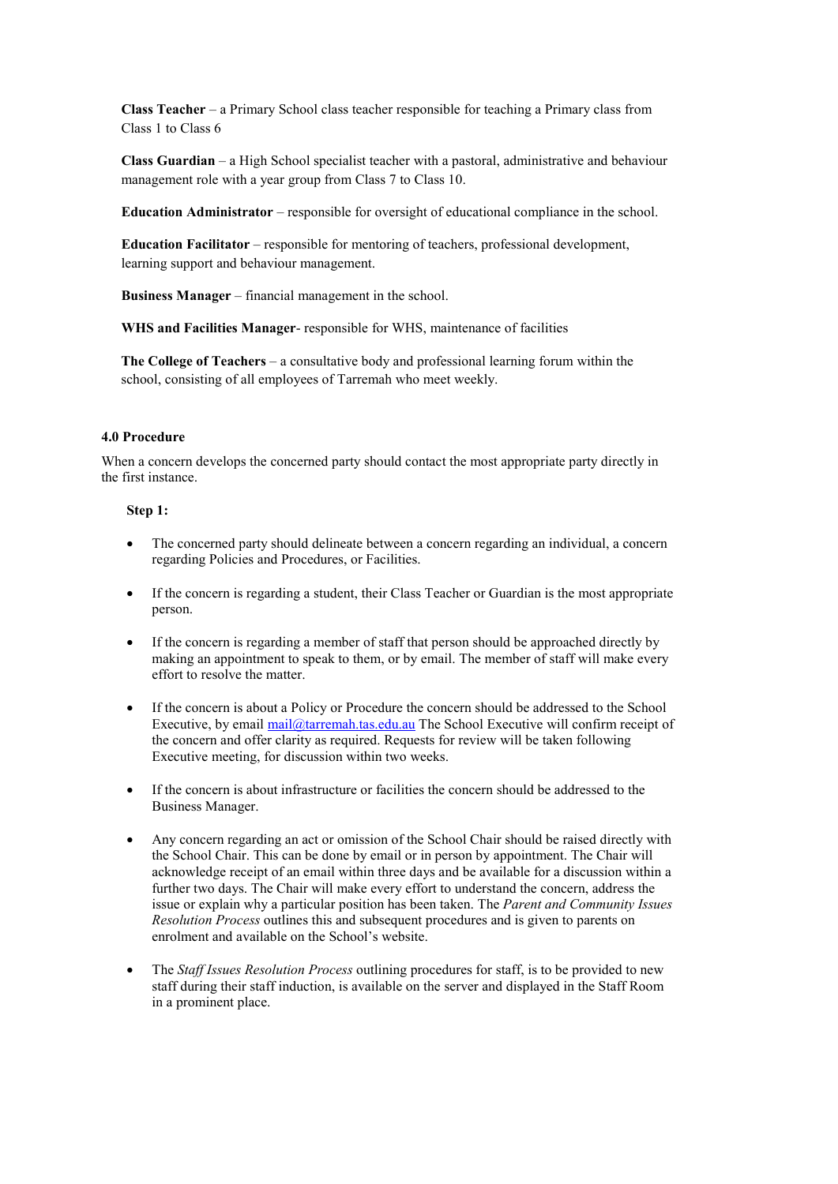**Class Teacher** – a Primary School class teacher responsible for teaching a Primary class from Class 1 to Class 6

**Class Guardian** – a High School specialist teacher with a pastoral, administrative and behaviour management role with a year group from Class 7 to Class 10.

**Education Administrator** – responsible for oversight of educational compliance in the school.

**Education Facilitator** – responsible for mentoring of teachers, professional development, learning support and behaviour management.

**Business Manager** – financial management in the school.

**WHS and Facilities Manager**- responsible for WHS, maintenance of facilities

**The College of Teachers** – a consultative body and professional learning forum within the school, consisting of all employees of Tarremah who meet weekly.

## 4.0 Procedure

When a concern develops the concerned party should contact the most appropriate party directly in the first instance.

**Step 1:**

- The concerned party should delineate between a concern regarding an individual, a concern regarding Policies and Procedures, or Facilities.
- If the concern is regarding a student, their Class Teacher or Guardian is the most appropriate person.
- If the concern is regarding a member of staff that person should be approached directly by making an appointment to speak to them, or by email. The member of staff will make every effort to resolve the matter.
- If the concern is about a Policy or Procedure the concern should be addressed to the School Executive, by email mail@tarremah.tas.edu.au The School Executive will confirm receipt of the concern and offer clarity as required. Requests for review will be taken following Executive meeting, for discussion within two weeks.
- If the concern is about infrastructure or facilities the concern should be addressed to the Business Manager.
- Any concern regarding an act or omission of the School Chair should be raised directly with the School Chair. This can be done by email or in person by appointment. The Chair will acknowledge receipt of an email within three days and be available for a discussion within a further two days. The Chair will make every effort to understand the concern, address the issue or explain why a particular position has been taken. The *Parent and Community Issues Resolution Process* outlines this and subsequent procedures and is given to parents on enrolment and available on the School's website.
- The *Staff Issues Resolution Process* outlining procedures for staff, is to be provided to new staff during their staff induction, is available on the server and displayed in the Staff Room in a prominent place.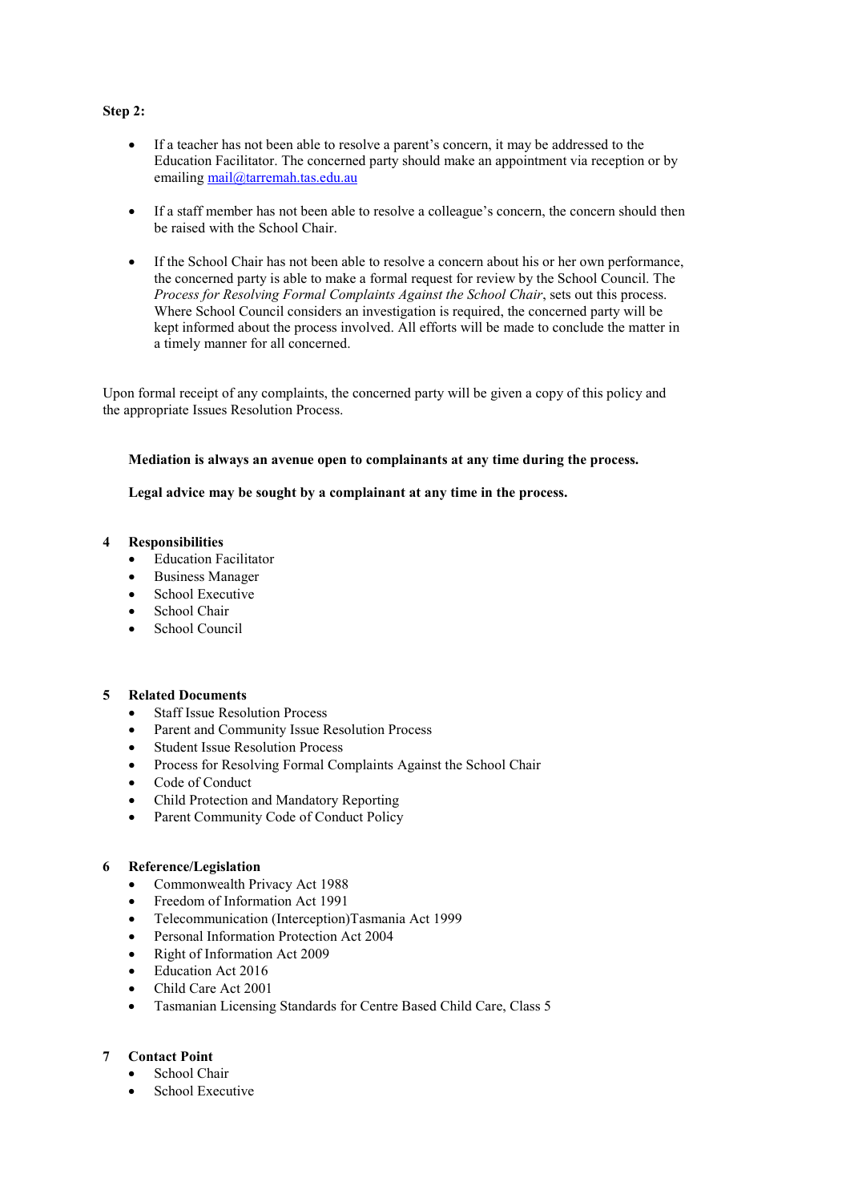**Step 2:**

- If a teacher has not been able to resolve a parent's concern, it may be addressed to the Education Facilitator. The concerned party should make an appointment via reception or by emailing mail@tarremah.tas.edu.au

- If a staff member has not been able to resolve a colleague's concern, the concern should then be raised with the School Chair.

- If the School Chair has not been able to resolve a concern about his or her own performance, the concerned party is able to make a formal request for review by the School Council. The *Process for Resolving Formal Complaints Against the School Chair*, sets out this process. Where School Council considers an investigation is required, the concerned party will be kept informed about the process involved. All efforts will be made to conclude the matter in a timely manner for all concerned.

Upon formal receipt of any complaints, the concerned party will be given a copy of this policy and the appropriate Issues Resolution Process.

**Mediation is always an avenue open to complainants at any time during the process.**

**Legal advice may be sought by a complainant at any time in the process.**

## 4 Responsibilities

- Education Facilitator
- Business Manager
- School Executive
- School Chair
- School Council

## 5 Related Documents

- Staff Issue Resolution Process
- Parent and Community Issue Resolution Process
- Student Issue Resolution Process
- Process for Resolving Formal Complaints Against the School Chair
- Code of Conduct
- Child Protection and Mandatory Reporting
- Parent Community Code of Conduct Policy

## 6 Reference/Legislation

- Commonwealth Privacy Act 1988
- Freedom of Information Act 1991
- Telecommunication (Interception)Tasmania Act 1999
- Personal Information Protection Act 2004
- Right of Information Act 2009
- Education Act 2016
- Child Care Act 2001
- Tasmanian Licensing Standards for Centre Based Child Care, Class 5

## 7 Contact Point

- School Chair
- School Executive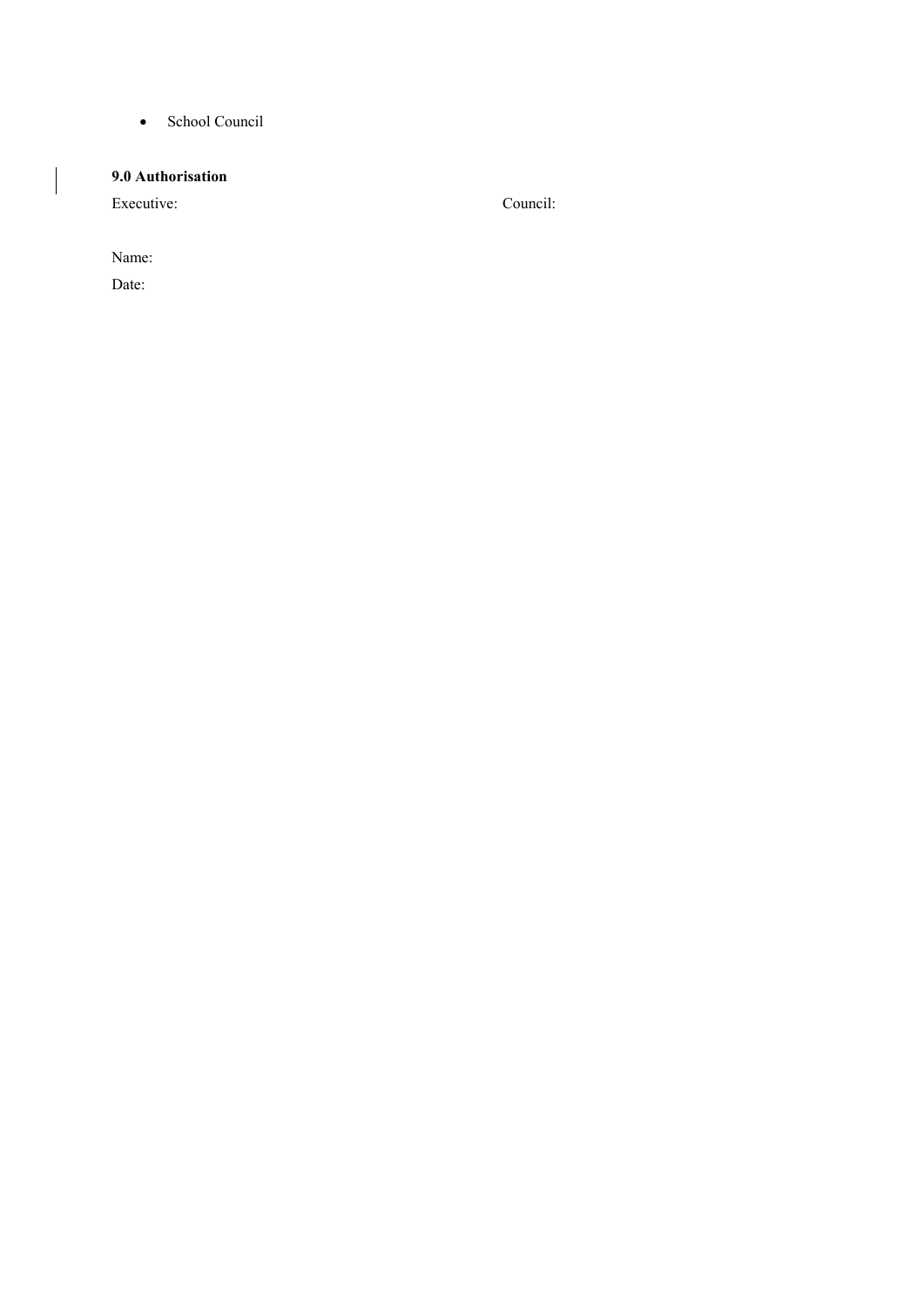- School Council

## 9.0 Authorisation

Executive: Council:

Name:

Date: